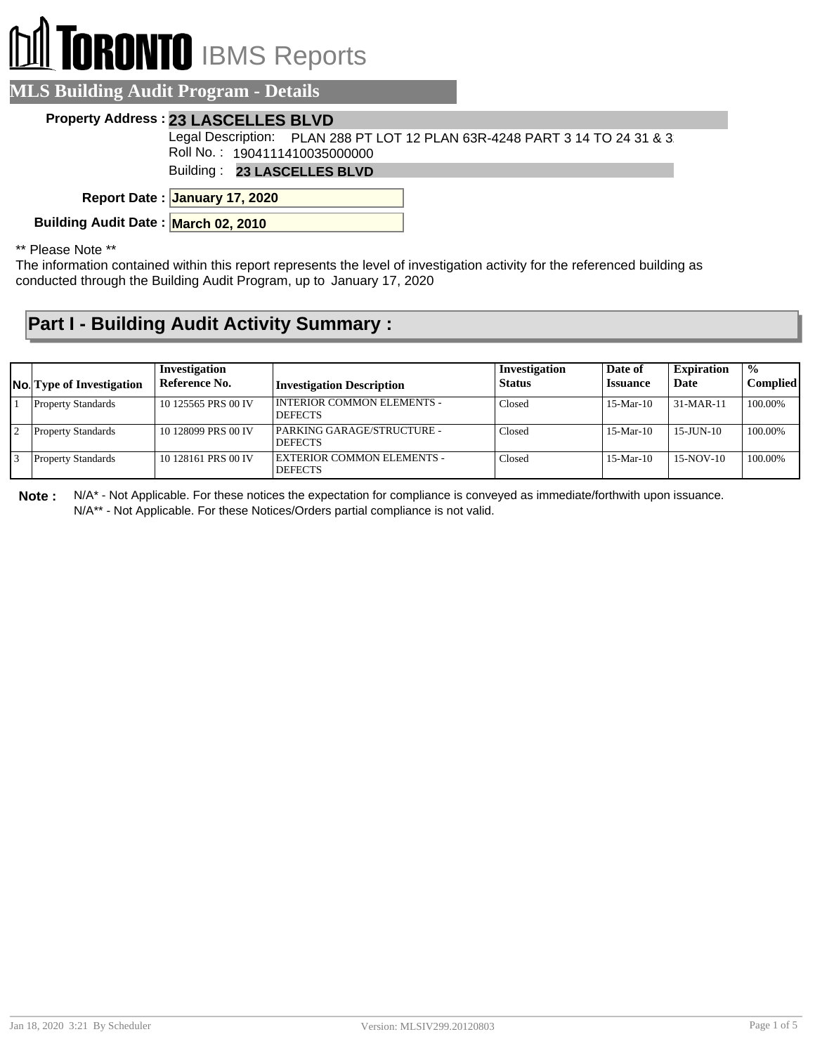# TORONTO IBMS Reports

## MLS Building Audit Program - Details

**Property Address :** **23 LASCELLES BLVD**

Legal Description: PLAN 288 PT LOT 12 PLAN 63R-4248 PART 3 14 TO 24 31 & 3

Roll No. : 1904111410035000000

Building : **23 LASCELLES BLVD**

**Report Date :** **January 17, 2020**

**Building Audit Date :** **March 02, 2010**

** Please Note **

The information contained within this report represents the level of investigation activity for the referenced building as conducted through the Building Audit Program, up to January 17, 2020

## Part I - Building Audit Activity Summary :

| No. | Type of Investigation | Investigation Reference No. | Investigation Description | Investigation Status | Date of Issuance | Expiration Date | % Complied |
|---|---|---|---|---|---|---|---|
| 1 | Property Standards | 10 125565 PRS 00 IV | INTERIOR COMMON ELEMENTS - DEFECTS | Closed | 15-Mar-10 | 31-MAR-11 | 100.00% |
| 2 | Property Standards | 10 128099 PRS 00 IV | PARKING GARAGE/STRUCTURE - DEFECTS | Closed | 15-Mar-10 | 15-JUN-10 | 100.00% |
| 3 | Property Standards | 10 128161 PRS 00 IV | EXTERIOR COMMON ELEMENTS - DEFECTS | Closed | 15-Mar-10 | 15-NOV-10 | 100.00% |

**Note :** N/A* - Not Applicable. For these notices the expectation for compliance is conveyed as immediate/forthwith upon issuance.
N/A** - Not Applicable. For these Notices/Orders partial compliance is not valid.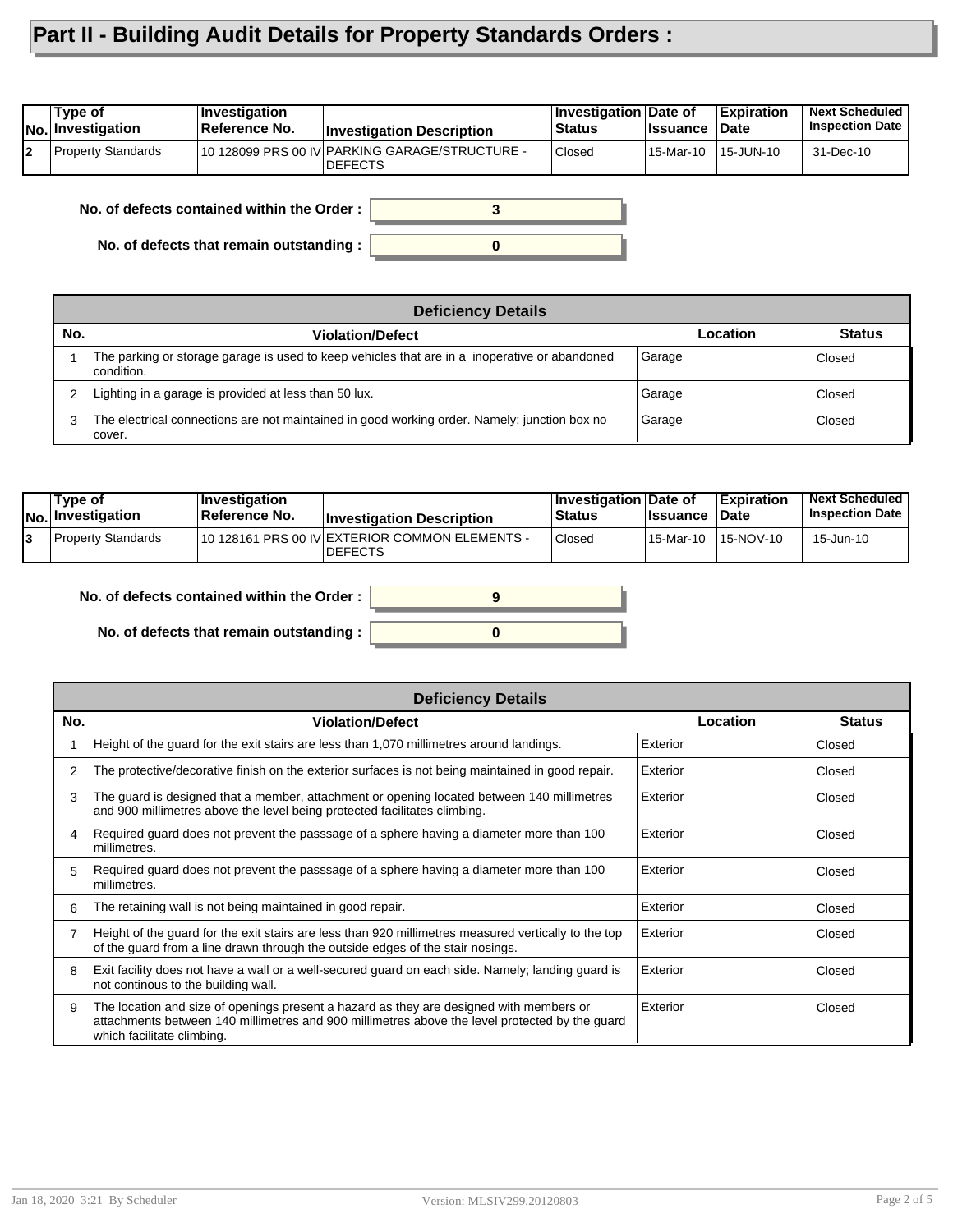# Part II - Building Audit Details for Property Standards Orders :

| No. | Type of Investigation | Investigation Reference No. | Investigation Description | Investigation Status | Date of Issuance | Expiration Date | Next Scheduled Inspection Date |
|---|---|---|---|---|---|---|---|
| 2 | Property Standards | 10 128099 PRS 00 IV | PARKING GARAGE/STRUCTURE - DEFECTS | Closed | 15-Mar-10 | 15-JUN-10 | 31-Dec-10 |

**No. of defects contained within the Order :** 3

**No. of defects that remain outstanding :** 0

**Deficiency Details**

| No. | Violation/Defect | Location | Status |
|---|---|---|---|
| 1 | The parking or storage garage is used to keep vehicles that are in a inoperative or abandoned condition. | Garage | Closed |
| 2 | Lighting in a garage is provided at less than 50 lux. | Garage | Closed |
| 3 | The electrical connections are not maintained in good working order. Namely; junction box no cover. | Garage | Closed |

| No. | Type of Investigation | Investigation Reference No. | Investigation Description | Investigation Status | Date of Issuance | Expiration Date | Next Scheduled Inspection Date |
|---|---|---|---|---|---|---|---|
| 3 | Property Standards | 10 128161 PRS 00 IV | EXTERIOR COMMON ELEMENTS - DEFECTS | Closed | 15-Mar-10 | 15-NOV-10 | 15-Jun-10 |

**No. of defects contained within the Order :** 9

**No. of defects that remain outstanding :** 0

**Deficiency Details**

| No. | Violation/Defect | Location | Status |
|---|---|---|---|
| 1 | Height of the guard for the exit stairs are less than 1,070 millimetres around landings. | Exterior | Closed |
| 2 | The protective/decorative finish on the exterior surfaces is not being maintained in good repair. | Exterior | Closed |
| 3 | The guard is designed that a member, attachment or opening located between 140 millimetres and 900 millimetres above the level being protected facilitates climbing. | Exterior | Closed |
| 4 | Required guard does not prevent the passsage of a sphere having a diameter more than 100 millimetres. | Exterior | Closed |
| 5 | Required guard does not prevent the passsage of a sphere having a diameter more than 100 millimetres. | Exterior | Closed |
| 6 | The retaining wall is not being maintained in good repair. | Exterior | Closed |
| 7 | Height of the guard for the exit stairs are less than 920 millimetres measured vertically to the top of the guard from a line drawn through the outside edges of the stair nosings. | Exterior | Closed |
| 8 | Exit facility does not have a wall or a well-secured guard on each side. Namely; landing guard is not continous to the building wall. | Exterior | Closed |
| 9 | The location and size of openings present a hazard as they are designed with members or attachments between 140 millimetres and 900 millimetres above the level protected by the guard which facilitate climbing. | Exterior | Closed |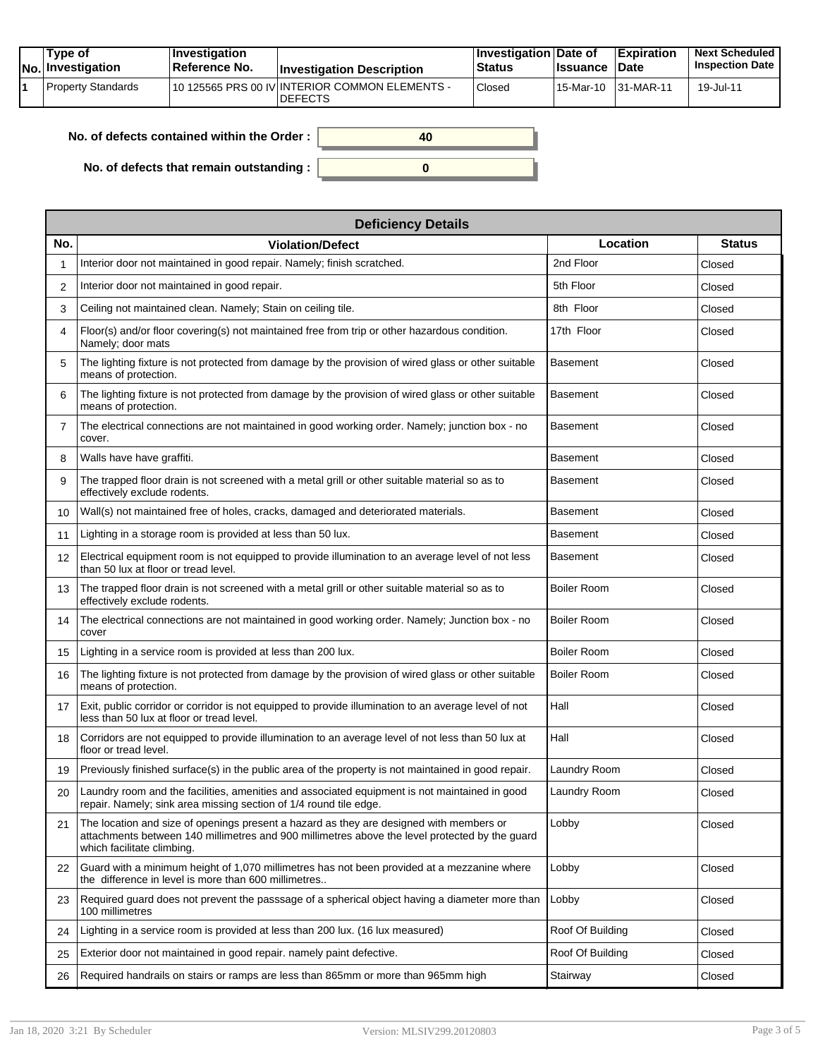| No. | Type of Investigation | Investigation Reference No. | Investigation Description | Investigation Status | Date of Issuance | Expiration Date | Next Scheduled Inspection Date |
|---|---|---|---|---|---|---|---|
| 1 | Property Standards | 10 125565 PRS 00 IV | INTERIOR COMMON ELEMENTS - DEFECTS | Closed | 15-Mar-10 | 31-MAR-11 | 19-Jul-11 |

**No. of defects contained within the Order :** 40

**No. of defects that remain outstanding :** 0

| Deficiency Details | | | |
|---|---|---|---|
| **No.** | **Violation/Defect** | **Location** | **Status** |
| 1 | Interior door not maintained in good repair. Namely; finish scratched. | 2nd Floor | Closed |
| 2 | Interior door not maintained in good repair. | 5th Floor | Closed |
| 3 | Ceiling not maintained clean. Namely; Stain on ceiling tile. | 8th Floor | Closed |
| 4 | Floor(s) and/or floor covering(s) not maintained free from trip or other hazardous condition. Namely; door mats | 17th Floor | Closed |
| 5 | The lighting fixture is not protected from damage by the provision of wired glass or other suitable means of protection. | Basement | Closed |
| 6 | The lighting fixture is not protected from damage by the provision of wired glass or other suitable means of protection. | Basement | Closed |
| 7 | The electrical connections are not maintained in good working order. Namely; junction box - no cover. | Basement | Closed |
| 8 | Walls have have graffiti. | Basement | Closed |
| 9 | The trapped floor drain is not screened with a metal grill or other suitable material so as to effectively exclude rodents. | Basement | Closed |
| 10 | Wall(s) not maintained free of holes, cracks, damaged and deteriorated materials. | Basement | Closed |
| 11 | Lighting in a storage room is provided at less than 50 lux. | Basement | Closed |
| 12 | Electrical equipment room is not equipped to provide illumination to an average level of not less than 50 lux at floor or tread level. | Basement | Closed |
| 13 | The trapped floor drain is not screened with a metal grill or other suitable material so as to effectively exclude rodents. | Boiler Room | Closed |
| 14 | The electrical connections are not maintained in good working order. Namely; Junction box - no cover | Boiler Room | Closed |
| 15 | Lighting in a service room is provided at less than 200 lux. | Boiler Room | Closed |
| 16 | The lighting fixture is not protected from damage by the provision of wired glass or other suitable means of protection. | Boiler Room | Closed |
| 17 | Exit, public corridor or corridor is not equipped to provide illumination to an average level of not less than 50 lux at floor or tread level. | Hall | Closed |
| 18 | Corridors are not equipped to provide illumination to an average level of not less than 50 lux at floor or tread level. | Hall | Closed |
| 19 | Previously finished surface(s) in the public area of the property is not maintained in good repair. | Laundry Room | Closed |
| 20 | Laundry room and the facilities, amenities and associated equipment is not maintained in good repair. Namely; sink area missing section of 1/4 round tile edge. | Laundry Room | Closed |
| 21 | The location and size of openings present a hazard as they are designed with members or attachments between 140 millimetres and 900 millimetres above the level protected by the guard which facilitate climbing. | Lobby | Closed |
| 22 | Guard with a minimum height of 1,070 millimetres has not been provided at a mezzanine where the difference in level is more than 600 millimetres.. | Lobby | Closed |
| 23 | Required guard does not prevent the passsage of a spherical object having a diameter more than 100 millimetres | Lobby | Closed |
| 24 | Lighting in a service room is provided at less than 200 lux. (16 lux measured) | Roof Of Building | Closed |
| 25 | Exterior door not maintained in good repair. namely paint defective. | Roof Of Building | Closed |
| 26 | Required handrails on stairs or ramps are less than 865mm or more than 965mm high | Stairway | Closed |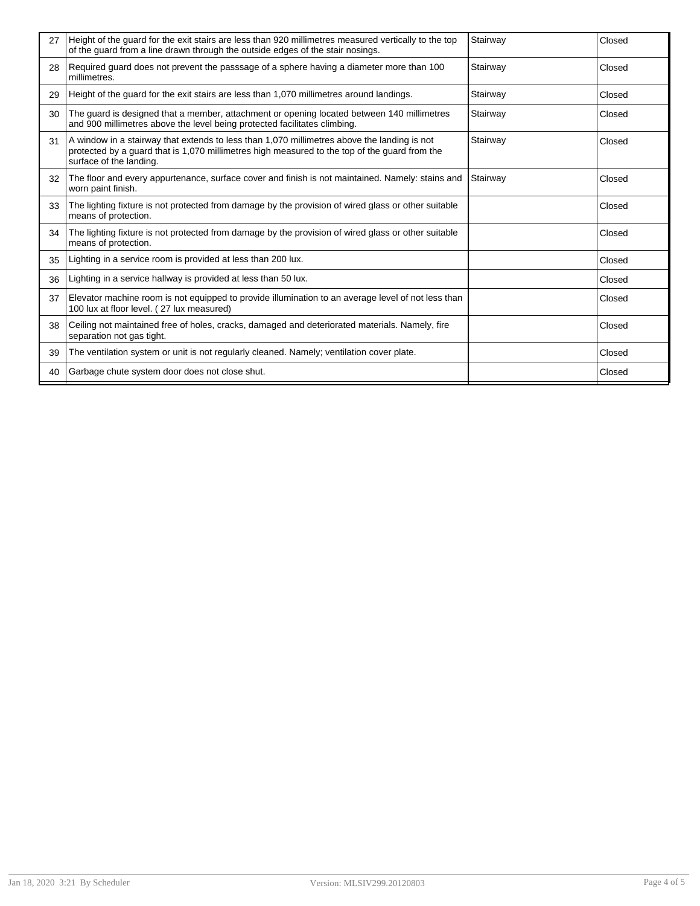| | | | |
|---|---|---|---|
| 27 | Height of the guard for the exit stairs are less than 920 millimetres measured vertically to the top of the guard from a line drawn through the outside edges of the stair nosings. | Stairway | Closed |
| 28 | Required guard does not prevent the passsage of a sphere having a diameter more than 100 millimetres. | Stairway | Closed |
| 29 | Height of the guard for the exit stairs are less than 1,070 millimetres around landings. | Stairway | Closed |
| 30 | The guard is designed that a member, attachment or opening located between 140 millimetres and 900 millimetres above the level being protected facilitates climbing. | Stairway | Closed |
| 31 | A window in a stairway that extends to less than 1,070 millimetres above the landing is not protected by a guard that is 1,070 millimetres high measured to the top of the guard from the surface of the landing. | Stairway | Closed |
| 32 | The floor and every appurtenance, surface cover and finish is not maintained. Namely: stains and worn paint finish. | Stairway | Closed |
| 33 | The lighting fixture is not protected from damage by the provision of wired glass or other suitable means of protection. | | Closed |
| 34 | The lighting fixture is not protected from damage by the provision of wired glass or other suitable means of protection. | | Closed |
| 35 | Lighting in a service room is provided at less than 200 lux. | | Closed |
| 36 | Lighting in a service hallway is provided at less than 50 lux. | | Closed |
| 37 | Elevator machine room is not equipped to provide illumination to an average level of not less than 100 lux at floor level. ( 27 lux measured) | | Closed |
| 38 | Ceiling not maintained free of holes, cracks, damaged and deteriorated materials. Namely, fire separation not gas tight. | | Closed |
| 39 | The ventilation system or unit is not regularly cleaned. Namely; ventilation cover plate. | | Closed |
| 40 | Garbage chute system door does not close shut. | | Closed |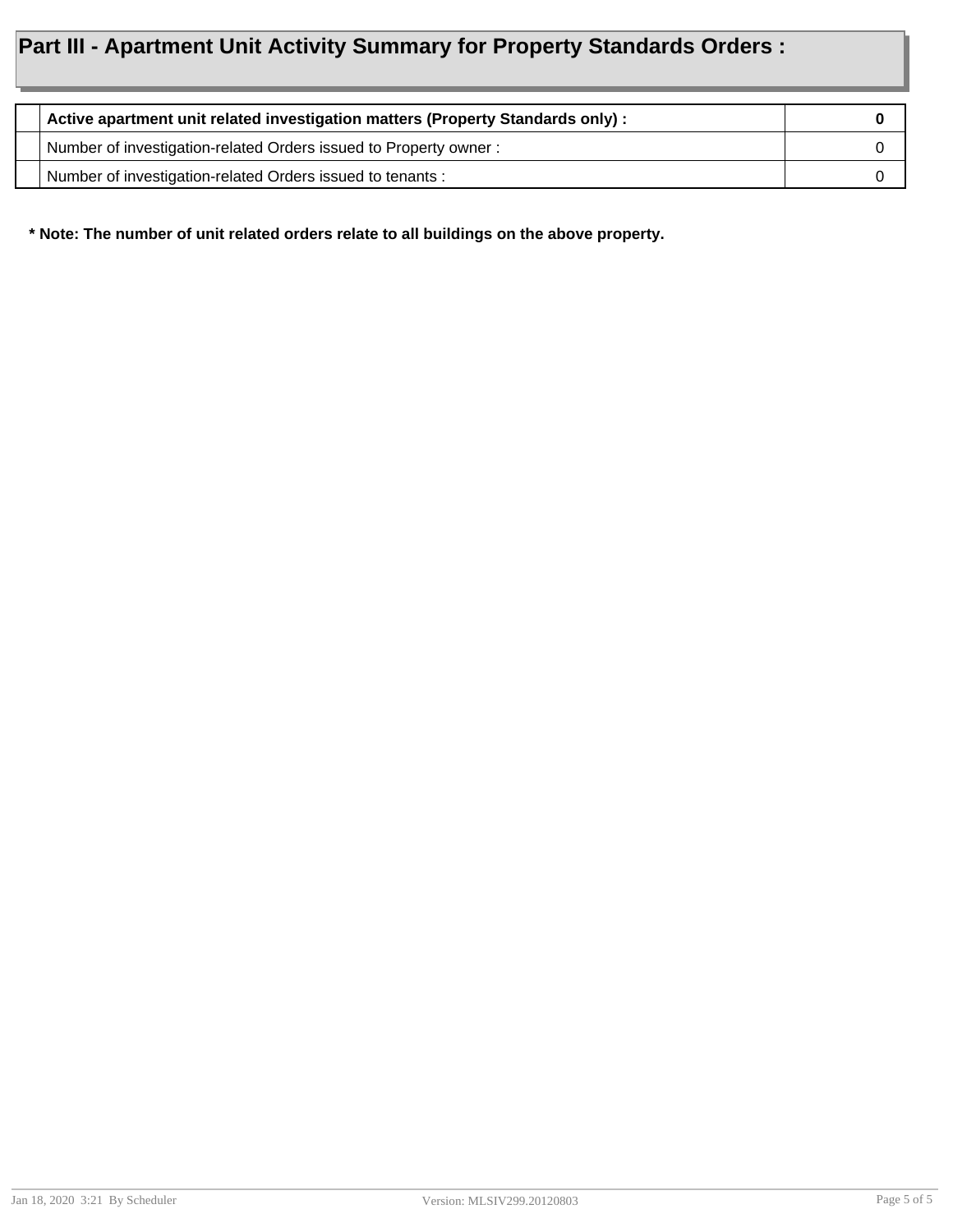# Part III - Apartment Unit Activity Summary for Property Standards Orders :

| | | |
|---|---|---|
| | **Active apartment unit related investigation matters (Property Standards only) :** | **0** |
| | Number of investigation-related Orders issued to Property owner : | 0 |
| | Number of investigation-related Orders issued to tenants : | 0 |

**\* Note: The number of unit related orders relate to all buildings on the above property.**